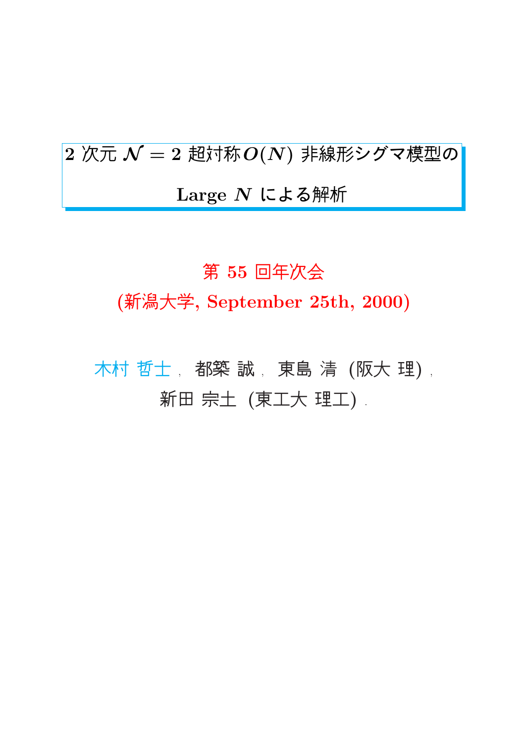# 2 次元 $\mathcal{N}=2$ 超対称 $O(N)$ 非線形シグマ模型の Large $N$ による解析

第 55 回年次会

(新潟大学, September 25th, 2000)

木村 哲士，都築 誠，東島 清 (阪大 理)，

新田 宗土 (東工大 理工)．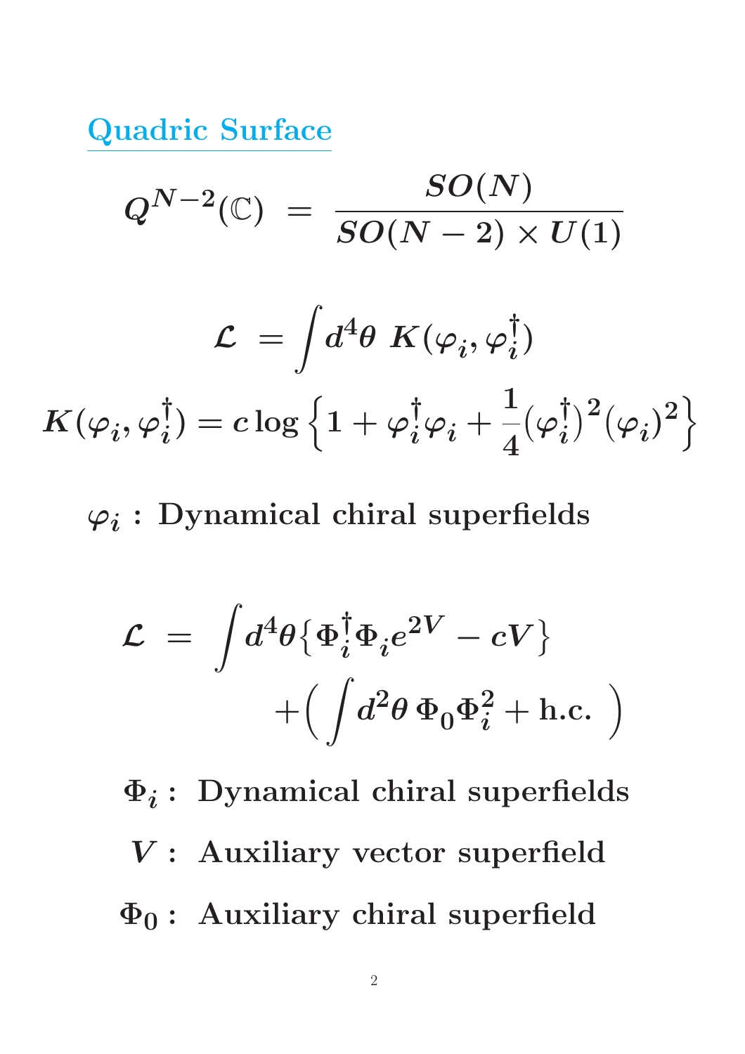## Quadric Surface

$$Q^{N-2}(\mathbb{C}) \;=\; \frac{SO(N)}{SO(N-2)\times U(1)}$$

$$\mathcal{L} \;=\int d^4\theta \; K(\varphi_i,\varphi_i^\dagger)$$

$$K(\varphi_i,\varphi_i^\dagger) = c\log\left\{1+\varphi_i^\dagger\varphi_i+\frac{1}{4}(\varphi_i^\dagger)^2(\varphi_i)^2\right\}$$

$\varphi_i$ **: Dynamical chiral superfields**

$$\mathcal{L} \;=\; \int d^4\theta\left\{\Phi_i^\dagger\Phi_i e^{2V} - cV\right\} +\Big(\int d^2\theta \, \Phi_0\Phi_i^2 + \text{h.c.}\;\Big)$$

$\Phi_i$ **: Dynamical chiral superfields**

$V$ **: Auxiliary vector superfield**

$\Phi_0$ **: Auxiliary chiral superfield**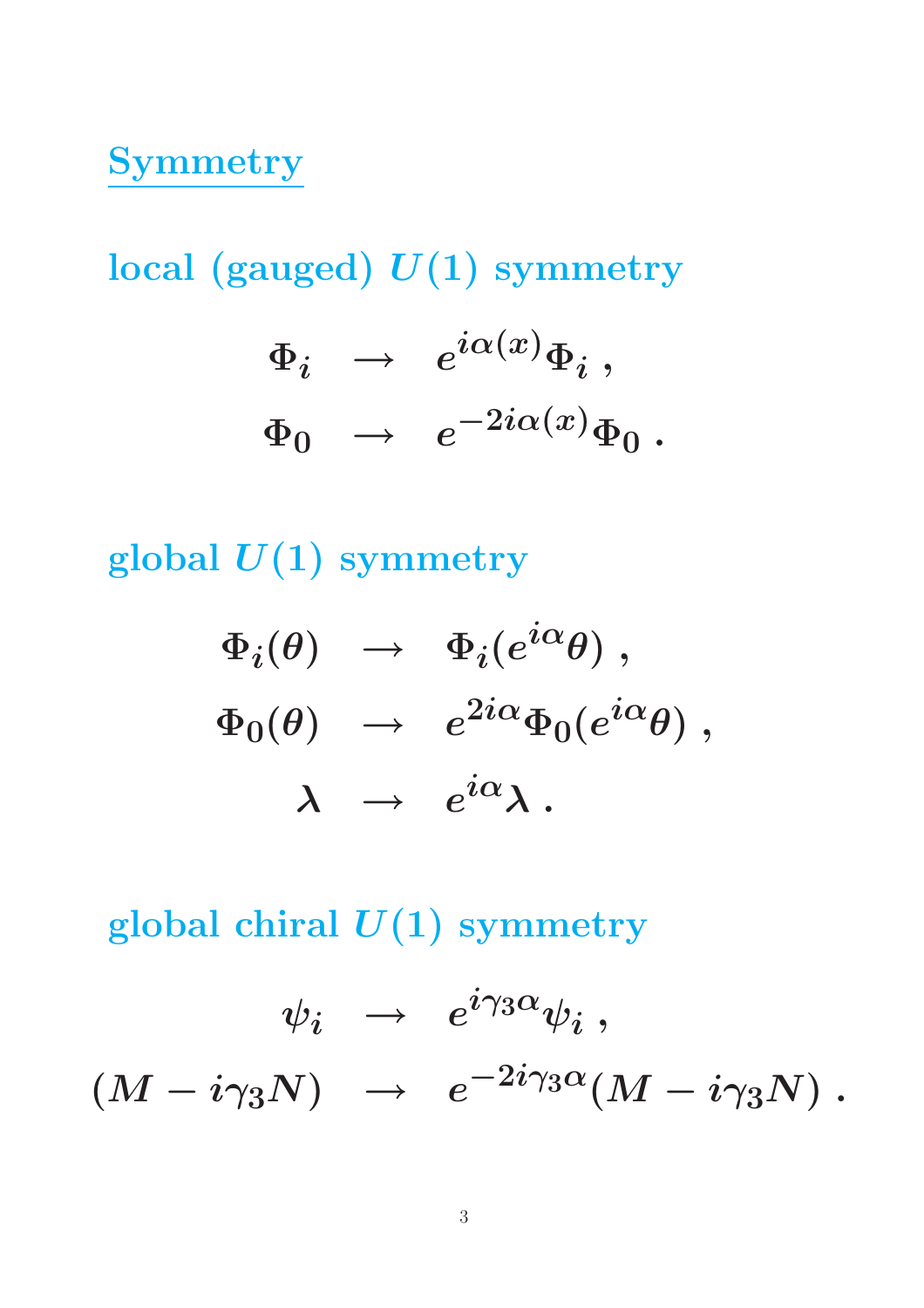## Symmetry

### local (gauged) $U(1)$ symmetry

$$
\begin{aligned}
\Phi_i &\rightarrow e^{i\alpha(x)}\Phi_i \, , \\
\Phi_0 &\rightarrow e^{-2i\alpha(x)}\Phi_0 \, .
\end{aligned}
$$

### global $U(1)$ symmetry

$$
\begin{aligned}
\Phi_i(\theta) &\rightarrow \Phi_i(e^{i\alpha}\theta) \, , \\
\Phi_0(\theta) &\rightarrow e^{2i\alpha}\Phi_0(e^{i\alpha}\theta) \, , \\
\lambda &\rightarrow e^{i\alpha}\lambda \, .
\end{aligned}
$$

### global chiral $U(1)$ symmetry

$$
\begin{aligned}
\psi_i &\rightarrow e^{i\gamma_3\alpha}\psi_i \, , \\
(M - i\gamma_3 N) &\rightarrow e^{-2i\gamma_3\alpha}(M - i\gamma_3 N) \, .
\end{aligned}
$$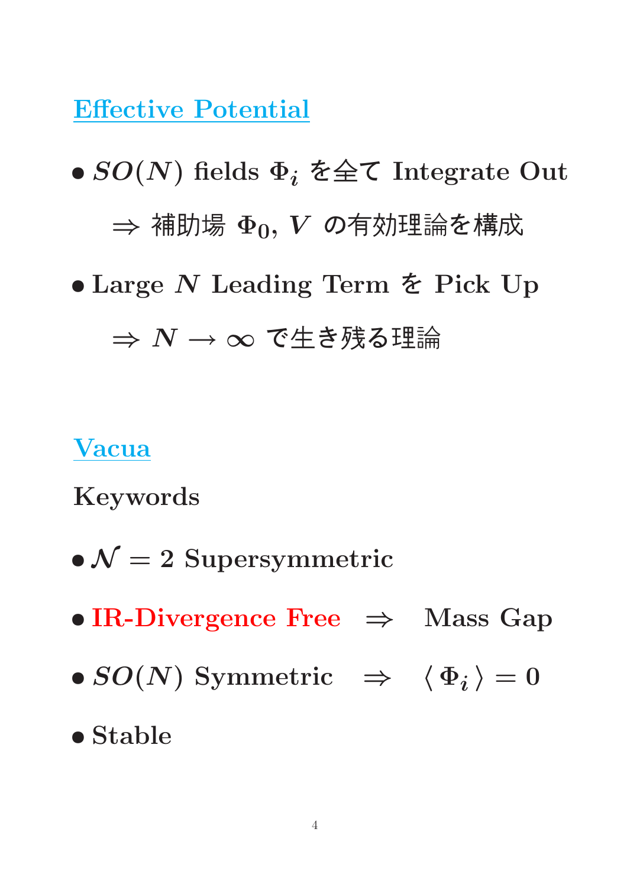## Effective Potential

- $SO(N)$ fields $\Phi_i$ を全て Integrate Out

  $\Rightarrow$ 補助場 $\Phi_0$, $V$ の有効理論を構成

- Large $N$ Leading Term を Pick Up

  $\Rightarrow$ $N \to \infty$ で生き残る理論

## Vacua

Keywords

- $\mathcal{N} = 2$ Supersymmetric
- IR-Divergence Free $\Rightarrow$ Mass Gap
- $SO(N)$ Symmetric $\Rightarrow$ $\langle \Phi_i \rangle = 0$
- Stable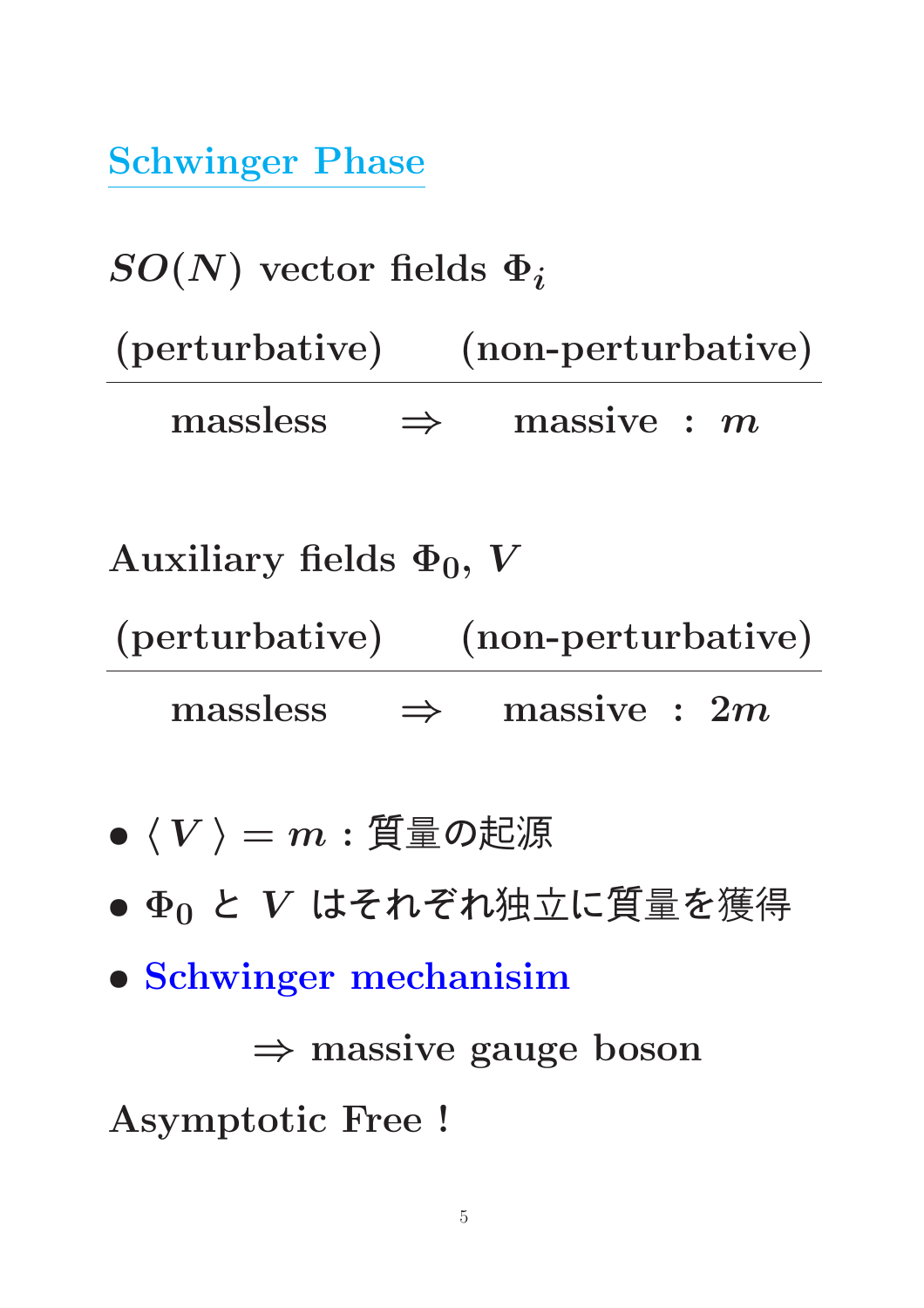## Schwinger Phase

**$SO(N)$ vector fields $\Phi_i$**

| (perturbative) | | (non-perturbative) |
|---|---|---|
| massless | $\Rightarrow$ | massive : $m$ |

**Auxiliary fields $\Phi_0$, $V$**

| (perturbative) | | (non-perturbative) |
|---|---|---|
| massless | $\Rightarrow$ | massive : $2m$ |

- $\langle V \rangle = m$ : 質量の起源
- $\Phi_0$ と $V$ はそれぞれ独立に質量を獲得
- Schwinger mechanisim

  $\Rightarrow$ massive gauge boson

**Asymptotic Free !**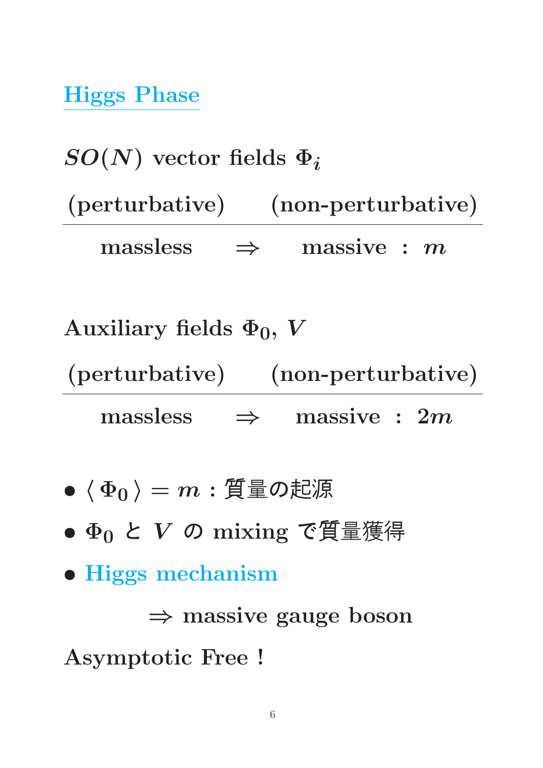## Higgs Phase

$SO(N)$ vector fields $\Phi_i$

| (perturbative) | | (non-perturbative) |
|---|---|---|
| massless | $\Rightarrow$ | massive : $m$ |

Auxiliary fields $\Phi_0$, $V$

| (perturbative) | | (non-perturbative) |
|---|---|---|
| massless | $\Rightarrow$ | massive : $2m$ |

- $\langle \Phi_0 \rangle = m$ : 質量の起源
- $\Phi_0$ と $V$ の mixing で質量獲得
- Higgs mechanism

  $\Rightarrow$ massive gauge boson

Asymptotic Free !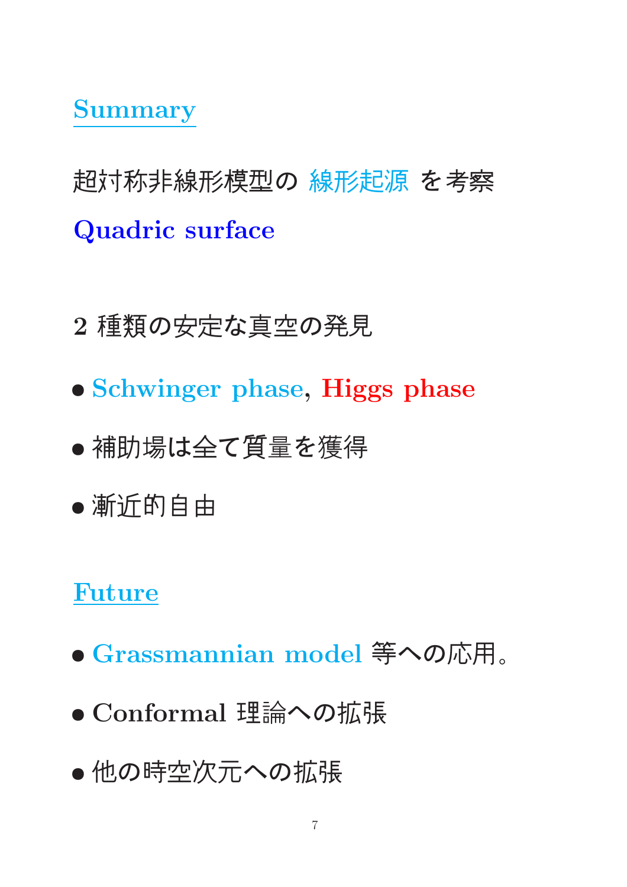## Summary

超対称非線形模型の 線形起源 を考察

**Quadric surface**

2 種類の安定な真空の発見

- **Schwinger phase**, **Higgs phase**
- 補助場は全て質量を獲得
- 漸近的自由

## Future

- **Grassmannian model** 等への応用。
- **Conformal** 理論への拡張
- 他の時空次元への拡張